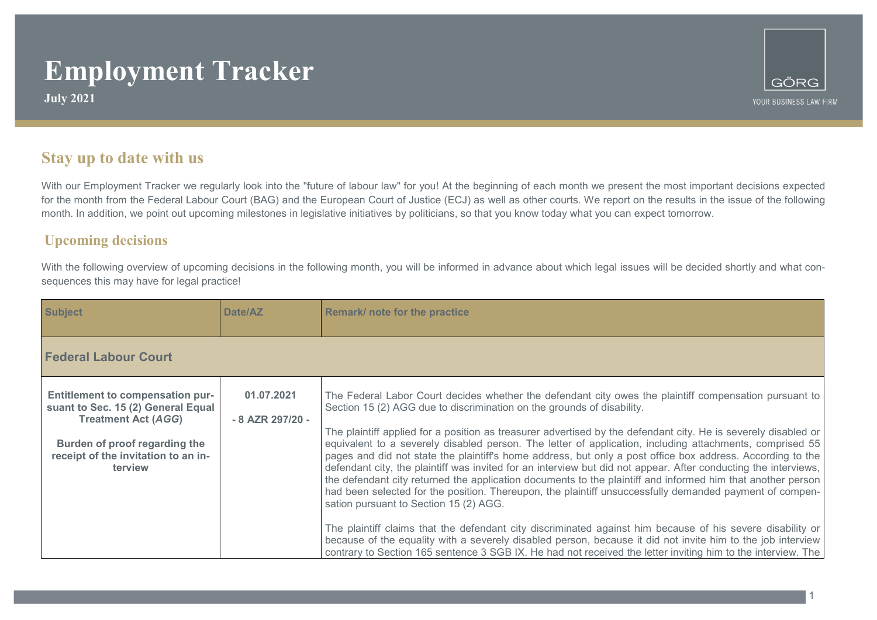# Employment Tracker

**July 2021**

GÖRG

YOUR BUSINESS LAW FIRM

## Stay up to date with us

With our Employment Tracker we regularly look into the "future of labour law" for you! At the beginning of each month we present the most important decisions expected for the month from the Federal Labour Court (BAG) and the European Court of Justice (ECJ) as well as other courts. We report on the results in the issue of the following month. In addition, we point out upcoming milestones in legislative initiatives by politicians, so that you know today what you can expect tomorrow.

## Upcoming decisions

With the following overview of upcoming decisions in the following month, you will be informed in advance about which legal issues will be decided shortly and what consequences this may have for legal practice!

| Subject | Date/AZ | Remark/ note for the practice |
|---|---|---|
| **Federal Labour Court** | | |
| **Entitlement to compensation pursuant to Sec. 15 (2) General Equal Treatment Act (*AGG*)**<br><br>**Burden of proof regarding the receipt of the invitation to an interview** | **01.07.2021**<br><br>**- 8 AZR 297/20 -** | The Federal Labor Court decides whether the defendant city owes the plaintiff compensation pursuant to Section 15 (2) AGG due to discrimination on the grounds of disability.<br><br>The plaintiff applied for a position as treasurer advertised by the defendant city. He is severely disabled or equivalent to a severely disabled person. The letter of application, including attachments, comprised 55 pages and did not state the plaintiff's home address, but only a post office box address. According to the defendant city, the plaintiff was invited for an interview but did not appear. After conducting the interviews, the defendant city returned the application documents to the plaintiff and informed him that another person had been selected for the position. Thereupon, the plaintiff unsuccessfully demanded payment of compensation pursuant to Section 15 (2) AGG.<br><br>The plaintiff claims that the defendant city discriminated against him because of his severe disability or because of the equality with a severely disabled person, because it did not invite him to the job interview contrary to Section 165 sentence 3 SGB IX. He had not received the letter inviting him to the interview. The |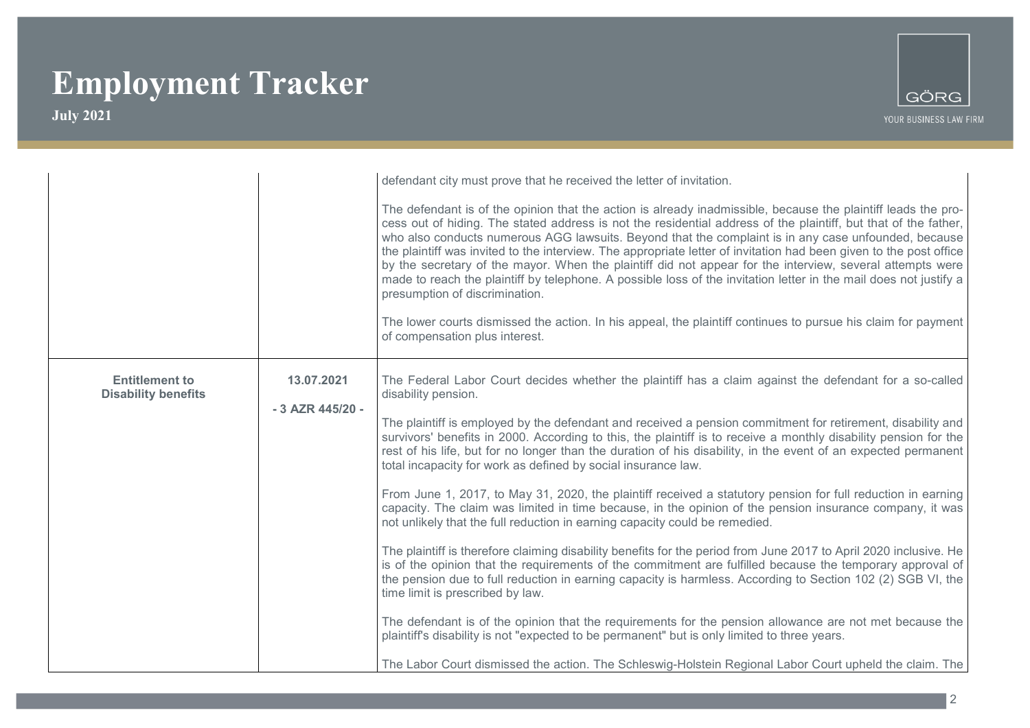| | | |
|---|---|---|
| | | defendant city must prove that he received the letter of invitation.<br><br>The defendant is of the opinion that the action is already inadmissible, because the plaintiff leads the process out of hiding. The stated address is not the residential address of the plaintiff, but that of the father, who also conducts numerous AGG lawsuits. Beyond that the complaint is in any case unfounded, because the plaintiff was invited to the interview. The appropriate letter of invitation had been given to the post office by the secretary of the mayor. When the plaintiff did not appear for the interview, several attempts were made to reach the plaintiff by telephone. A possible loss of the invitation letter in the mail does not justify a presumption of discrimination.<br><br>The lower courts dismissed the action. In his appeal, the plaintiff continues to pursue his claim for payment of compensation plus interest. |
| **Entitlement to Disability benefits** | **13.07.2021**<br><br>**- 3 AZR 445/20 -** | The Federal Labor Court decides whether the plaintiff has a claim against the defendant for a so-called disability pension.<br><br>The plaintiff is employed by the defendant and received a pension commitment for retirement, disability and survivors' benefits in 2000. According to this, the plaintiff is to receive a monthly disability pension for the rest of his life, but for no longer than the duration of his disability, in the event of an expected permanent total incapacity for work as defined by social insurance law.<br><br>From June 1, 2017, to May 31, 2020, the plaintiff received a statutory pension for full reduction in earning capacity. The claim was limited in time because, in the opinion of the pension insurance company, it was not unlikely that the full reduction in earning capacity could be remedied.<br><br>The plaintiff is therefore claiming disability benefits for the period from June 2017 to April 2020 inclusive. He is of the opinion that the requirements of the commitment are fulfilled because the temporary approval of the pension due to full reduction in earning capacity is harmless. According to Section 102 (2) SGB VI, the time limit is prescribed by law.<br><br>The defendant is of the opinion that the requirements for the pension allowance are not met because the plaintiff's disability is not "expected to be permanent" but is only limited to three years.<br><br>The Labor Court dismissed the action. The Schleswig-Holstein Regional Labor Court upheld the claim. The |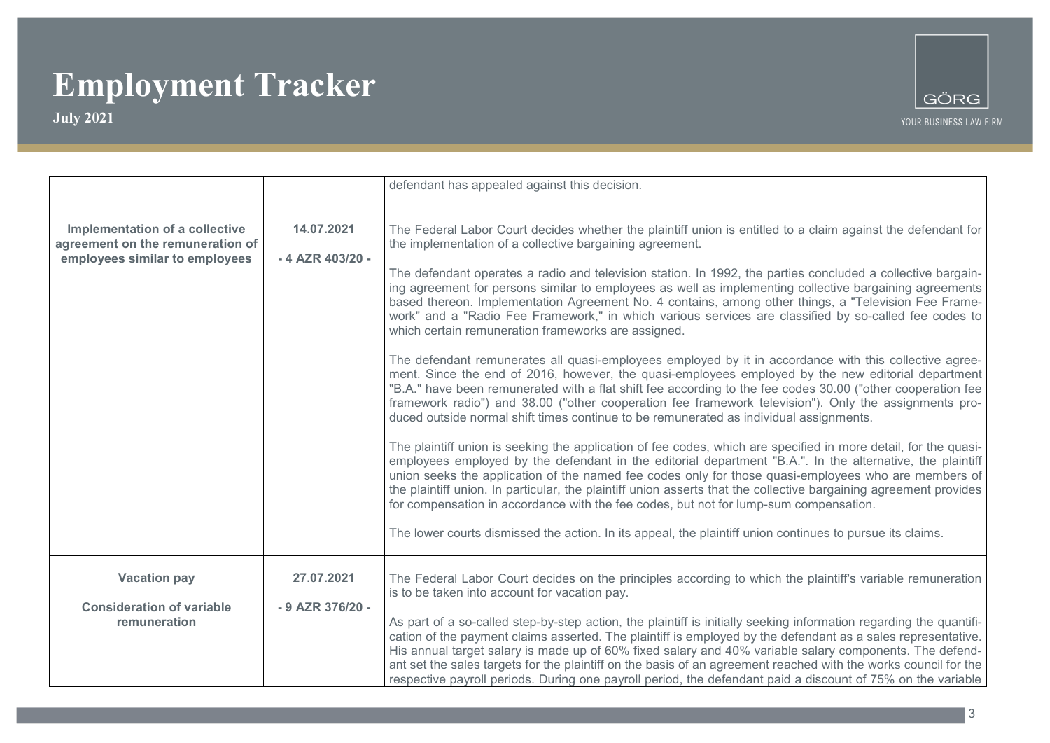| | | |
|---|---|---|
| | | defendant has appealed against this decision. |
| **Implementation of a collective agreement on the remuneration of employees similar to employees** | **14.07.2021**<br><br>**- 4 AZR 403/20 -** | The Federal Labor Court decides whether the plaintiff union is entitled to a claim against the defendant for the implementation of a collective bargaining agreement.<br><br>The defendant operates a radio and television station. In 1992, the parties concluded a collective bargaining agreement for persons similar to employees as well as implementing collective bargaining agreements based thereon. Implementation Agreement No. 4 contains, among other things, a "Television Fee Framework" and a "Radio Fee Framework," in which various services are classified by so-called fee codes to which certain remuneration frameworks are assigned.<br><br>The defendant remunerates all quasi-employees employed by it in accordance with this collective agreement. Since the end of 2016, however, the quasi-employees employed by the new editorial department "B.A." have been remunerated with a flat shift fee according to the fee codes 30.00 ("other cooperation fee framework radio") and 38.00 ("other cooperation fee framework television"). Only the assignments produced outside normal shift times continue to be remunerated as individual assignments.<br><br>The plaintiff union is seeking the application of fee codes, which are specified in more detail, for the quasi-employees employed by the defendant in the editorial department "B.A.". In the alternative, the plaintiff union seeks the application of the named fee codes only for those quasi-employees who are members of the plaintiff union. In particular, the plaintiff union asserts that the collective bargaining agreement provides for compensation in accordance with the fee codes, but not for lump-sum compensation.<br><br>The lower courts dismissed the action. In its appeal, the plaintiff union continues to pursue its claims. |
| **Vacation pay**<br><br>**Consideration of variable remuneration** | **27.07.2021**<br><br>**- 9 AZR 376/20 -** | The Federal Labor Court decides on the principles according to which the plaintiff's variable remuneration is to be taken into account for vacation pay.<br><br>As part of a so-called step-by-step action, the plaintiff is initially seeking information regarding the quantification of the payment claims asserted. The plaintiff is employed by the defendant as a sales representative. His annual target salary is made up of 60% fixed salary and 40% variable salary components. The defendant set the sales targets for the plaintiff on the basis of an agreement reached with the works council for the respective payroll periods. During one payroll period, the defendant paid a discount of 75% on the variable |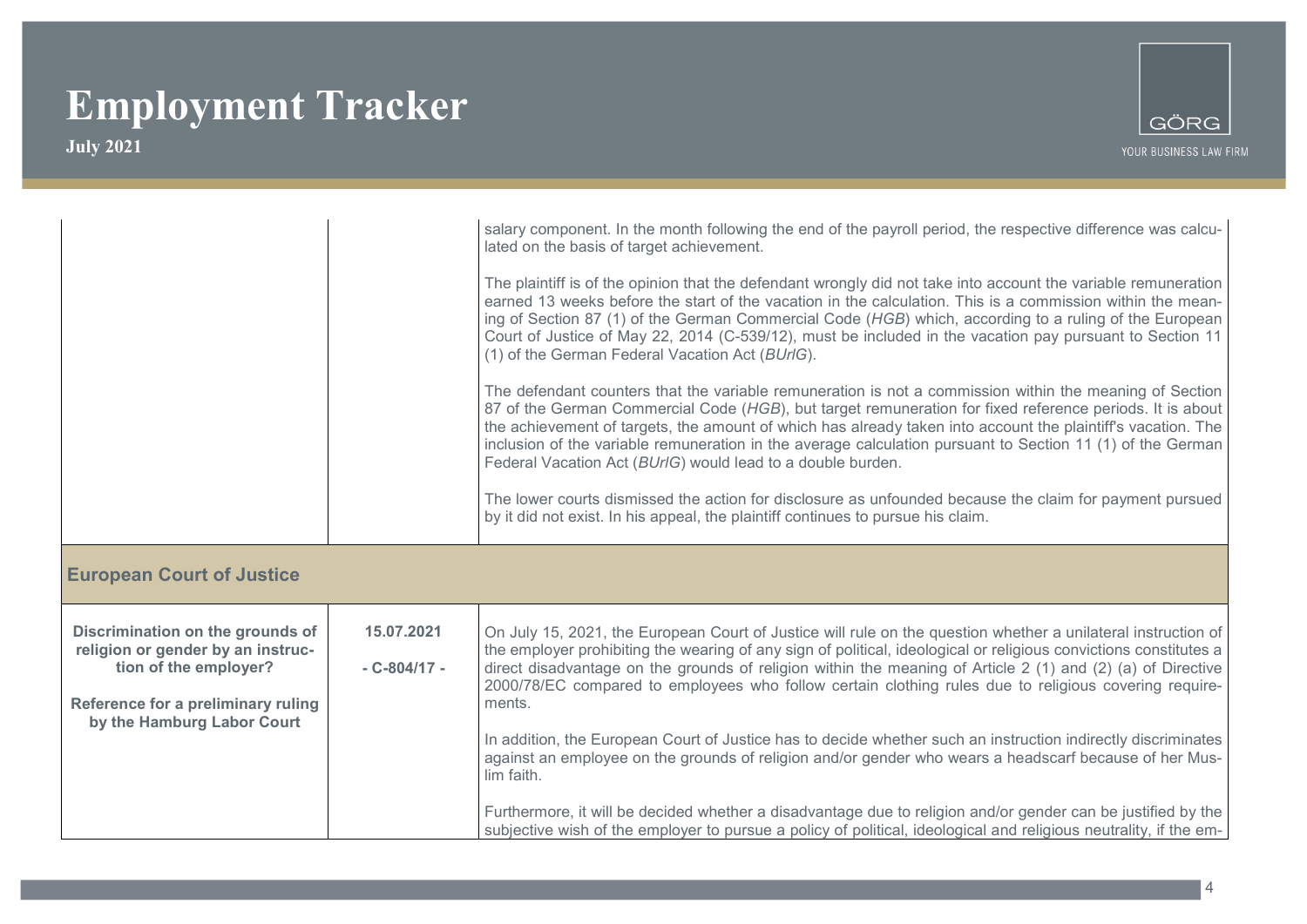| | | |
|---|---|---|
| | | salary component. In the month following the end of the payroll period, the respective difference was calculated on the basis of target achievement.<br><br>The plaintiff is of the opinion that the defendant wrongly did not take into account the variable remuneration earned 13 weeks before the start of the vacation in the calculation. This is a commission within the meaning of Section 87 (1) of the German Commercial Code (*HGB*) which, according to a ruling of the European Court of Justice of May 22, 2014 (C-539/12), must be included in the vacation pay pursuant to Section 11 (1) of the German Federal Vacation Act (*BUrlG*).<br><br>The defendant counters that the variable remuneration is not a commission within the meaning of Section 87 of the German Commercial Code (*HGB*), but target remuneration for fixed reference periods. It is about the achievement of targets, the amount of which has already taken into account the plaintiff's vacation. The inclusion of the variable remuneration in the average calculation pursuant to Section 11 (1) of the German Federal Vacation Act (*BUrlG*) would lead to a double burden.<br><br>The lower courts dismissed the action for disclosure as unfounded because the claim for payment pursued by it did not exist. In his appeal, the plaintiff continues to pursue his claim. |
| **European Court of Justice** | | |
| **Discrimination on the grounds of religion or gender by an instruction of the employer?**<br><br>**Reference for a preliminary ruling by the Hamburg Labor Court** | **15.07.2021**<br><br>**- C-804/17 -** | On July 15, 2021, the European Court of Justice will rule on the question whether a unilateral instruction of the employer prohibiting the wearing of any sign of political, ideological or religious convictions constitutes a direct disadvantage on the grounds of religion within the meaning of Article 2 (1) and (2) (a) of Directive 2000/78/EC compared to employees who follow certain clothing rules due to religious covering requirements.<br><br>In addition, the European Court of Justice has to decide whether such an instruction indirectly discriminates against an employee on the grounds of religion and/or gender who wears a headscarf because of her Muslim faith.<br><br>Furthermore, it will be decided whether a disadvantage due to religion and/or gender can be justified by the subjective wish of the employer to pursue a policy of political, ideological and religious neutrality, if the em- |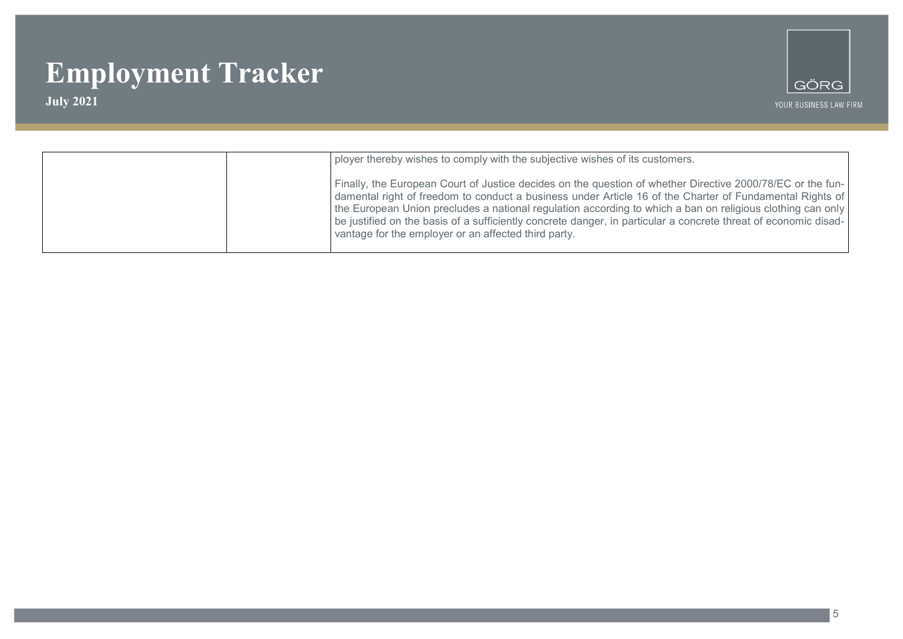|  |  | ployer thereby wishes to comply with the subjective wishes of its customers.<br><br>Finally, the European Court of Justice decides on the question of whether Directive 2000/78/EC or the fundamental right of freedom to conduct a business under Article 16 of the Charter of Fundamental Rights of the European Union precludes a national regulation according to which a ban on religious clothing can only be justified on the basis of a sufficiently concrete danger, in particular a concrete threat of economic disadvantage for the employer or an affected third party. |
| --- | --- | --- |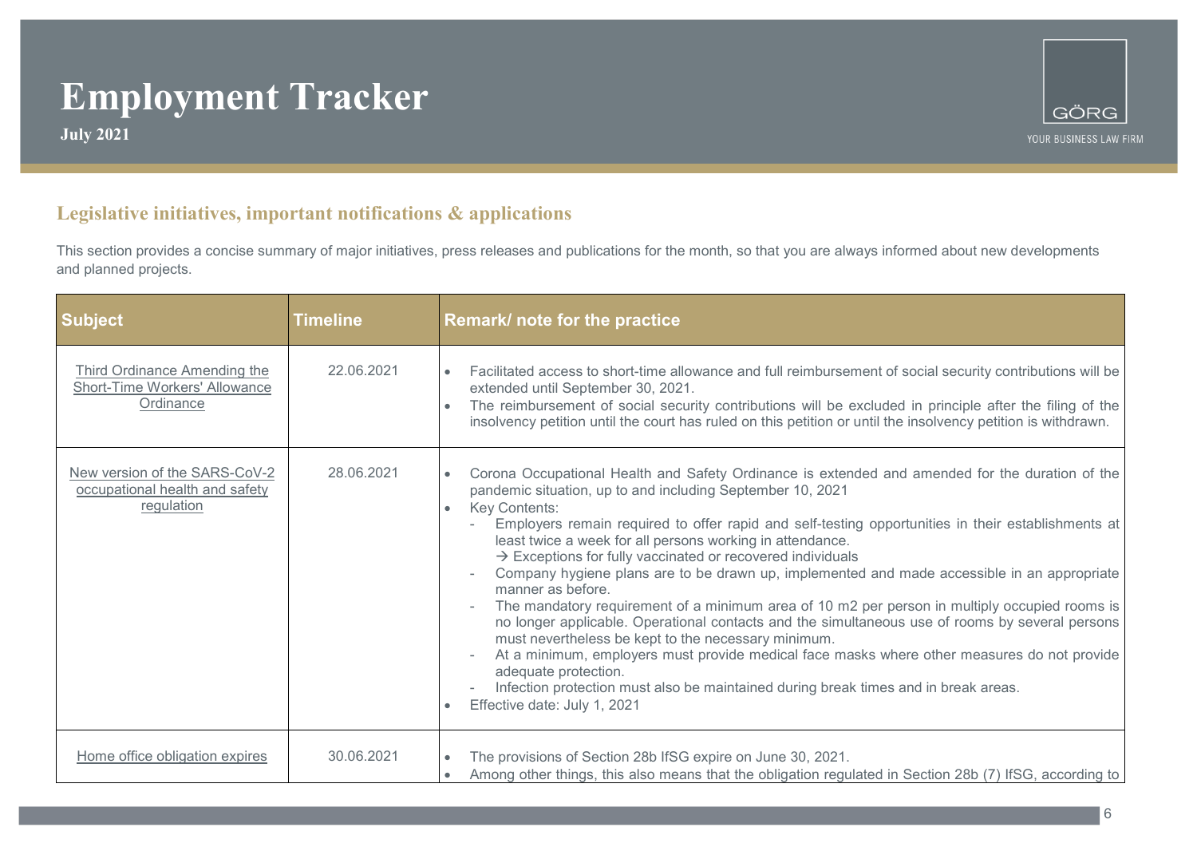# Employment Tracker

**July 2021**

## Legislative initiatives, important notifications & applications

This section provides a concise summary of major initiatives, press releases and publications for the month, so that you are always informed about new developments and planned projects.

| Subject | Timeline | Remark/ note for the practice |
|---|---|---|
| Third Ordinance Amending the Short-Time Workers' Allowance Ordinance | 22.06.2021 | • Facilitated access to short-time allowance and full reimbursement of social security contributions will be extended until September 30, 2021.<br>• The reimbursement of social security contributions will be excluded in principle after the filing of the insolvency petition until the court has ruled on this petition or until the insolvency petition is withdrawn. |
| New version of the SARS-CoV-2 occupational health and safety regulation | 28.06.2021 | • Corona Occupational Health and Safety Ordinance is extended and amended for the duration of the pandemic situation, up to and including September 10, 2021<br>• Key Contents:<br>- Employers remain required to offer rapid and self-testing opportunities in their establishments at least twice a week for all persons working in attendance.<br>→ Exceptions for fully vaccinated or recovered individuals<br>- Company hygiene plans are to be drawn up, implemented and made accessible in an appropriate manner as before.<br>- The mandatory requirement of a minimum area of 10 m2 per person in multiply occupied rooms is no longer applicable. Operational contacts and the simultaneous use of rooms by several persons must nevertheless be kept to the necessary minimum.<br>- At a minimum, employers must provide medical face masks where other measures do not provide adequate protection.<br>- Infection protection must also be maintained during break times and in break areas.<br>• Effective date: July 1, 2021 |
| Home office obligation expires | 30.06.2021 | • The provisions of Section 28b IfSG expire on June 30, 2021.<br>• Among other things, this also means that the obligation regulated in Section 28b (7) IfSG, according to |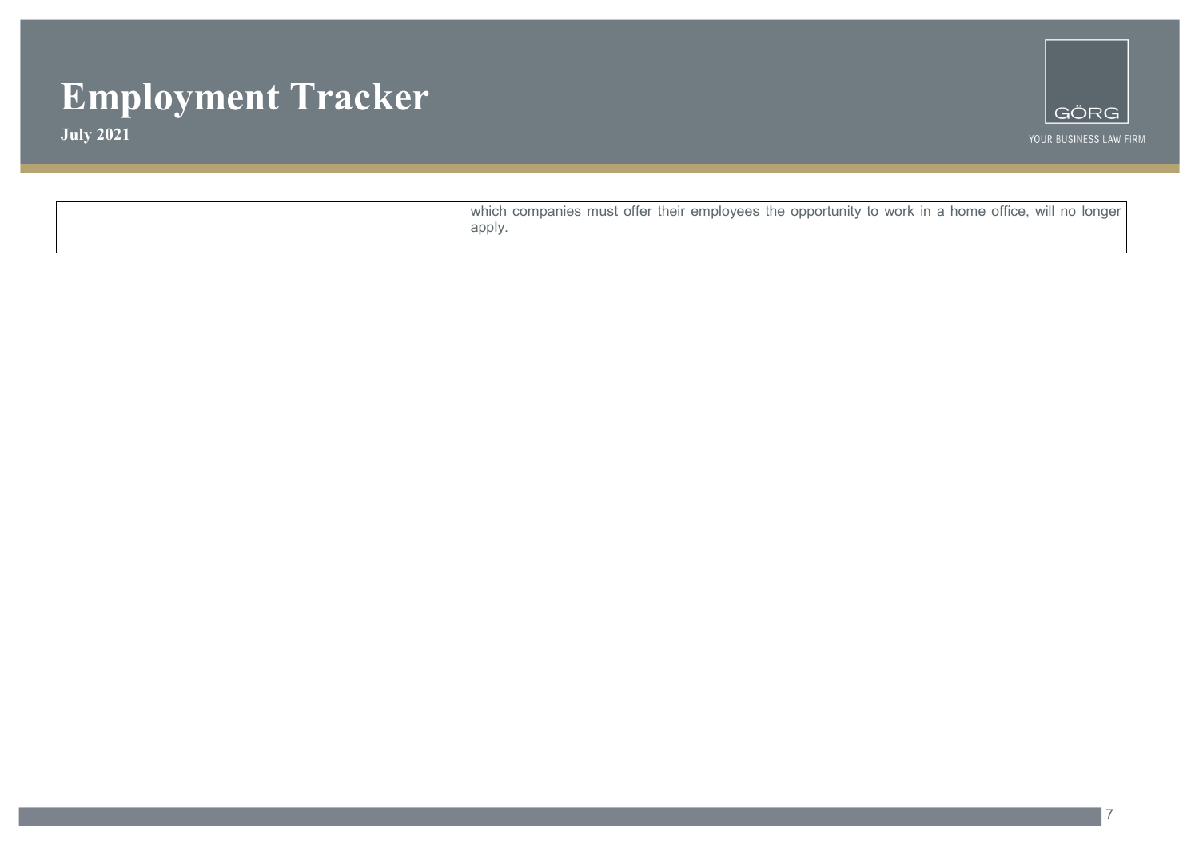| | | |
|---|---|---|
| | | which companies must offer their employees the opportunity to work in a home office, will no longer apply. |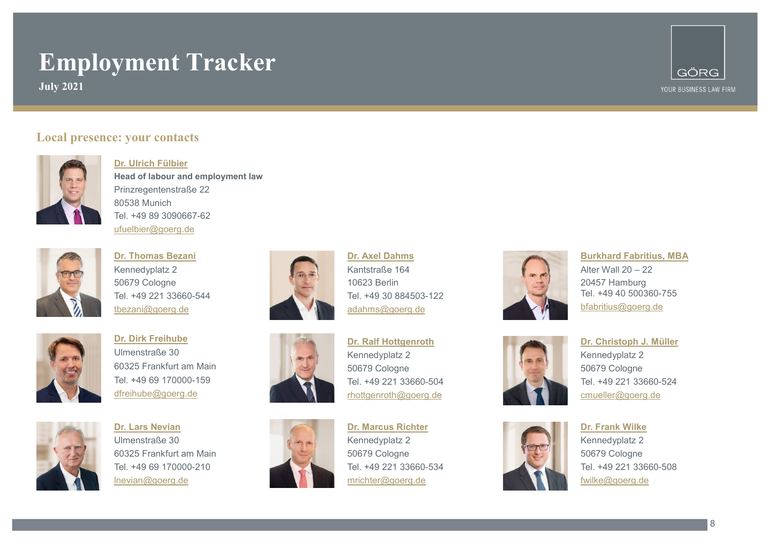# Employment Tracker

**July 2021**

GÖRG

YOUR BUSINESS LAW FIRM

## Local presence: your contacts

**Dr. Ulrich Fülbier**
**Head of labour and employment law**
Prinzregentenstraße 22
80538 Munich
Tel. +49 89 3090667-62
ufuelbier@goerg.de

**Dr. Thomas Bezani**
Kennedyplatz 2
50679 Cologne
Tel. +49 221 33660-544
tbezani@goerg.de

**Dr. Axel Dahms**
Kantstraße 164
10623 Berlin
Tel. +49 30 884503-122
adahms@goerg.de

**Burkhard Fabritius, MBA**
Alter Wall 20 – 22
20457 Hamburg
Tel. +49 40 500360-755
bfabritius@goerg.de

**Dr. Dirk Freihube**
Ulmenstraße 30
60325 Frankfurt am Main
Tel. +49 69 170000-159
dfreihube@goerg.de

**Dr. Ralf Hottgenroth**
Kennedyplatz 2
50679 Cologne
Tel. +49 221 33660-504
rhottgenroth@goerg.de

**Dr. Christoph J. Müller**
Kennedyplatz 2
50679 Cologne
Tel. +49 221 33660-524
cmueller@goerg.de

**Dr. Lars Nevian**
Ulmenstraße 30
60325 Frankfurt am Main
Tel. +49 69 170000-210
lnevian@goerg.de

**Dr. Marcus Richter**
Kennedyplatz 2
50679 Cologne
Tel. +49 221 33660-534
mrichter@goerg.de

**Dr. Frank Wilke**
Kennedyplatz 2
50679 Cologne
Tel. +49 221 33660-508
fwilke@goerg.de